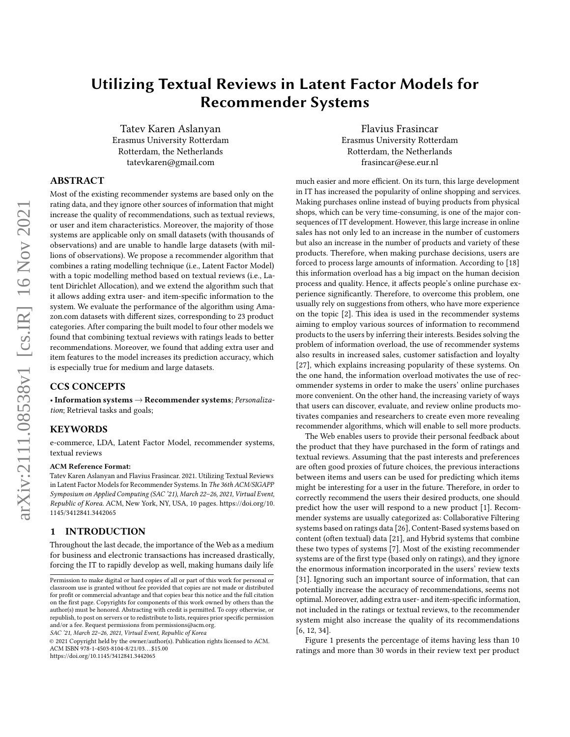# Utilizing Textual Reviews in Latent Factor Models for Recommender Systems

Tatev Karen Aslanyan
Erasmus University Rotterdam
Rotterdam, the Netherlands
tatevkaren@gmail.com

Flavius Frasincar
Erasmus University Rotterdam
Rotterdam, the Netherlands
frasincar@ese.eur.nl

## ABSTRACT

Most of the existing recommender systems are based only on the rating data, and they ignore other sources of information that might increase the quality of recommendations, such as textual reviews, or user and item characteristics. Moreover, the majority of those systems are applicable only on small datasets (with thousands of observations) and are unable to handle large datasets (with millions of observations). We propose a recommender algorithm that combines a rating modelling technique (i.e., Latent Factor Model) with a topic modelling method based on textual reviews (i.e., Latent Dirichlet Allocation), and we extend the algorithm such that it allows adding extra user- and item-specific information to the system. We evaluate the performance of the algorithm using Amazon.com datasets with different sizes, corresponding to 23 product categories. After comparing the built model to four other models we found that combining textual reviews with ratings leads to better recommendations. Moreover, we found that adding extra user and item features to the model increases its prediction accuracy, which is especially true for medium and large datasets.

## CCS CONCEPTS

• **Information systems** → **Recommender systems**; *Personalization*; Retrieval tasks and goals;

## KEYWORDS

e-commerce, LDA, Latent Factor Model, recommender systems, textual reviews

**ACM Reference Format:**
Tatev Karen Aslanyan and Flavius Frasincar. 2021. Utilizing Textual Reviews in Latent Factor Models for Recommender Systems. In *The 36th ACM/SIGAPP Symposium on Applied Computing (SAC '21), March 22–26, 2021, Virtual Event, Republic of Korea.* ACM, New York, NY, USA, 10 pages. https://doi.org/10.1145/3412841.3442065

## 1 INTRODUCTION

Throughout the last decade, the importance of the Web as a medium for business and electronic transactions has increased drastically, forcing the IT to rapidly develop as well, making humans daily life much easier and more efficient. On its turn, this large development in IT has increased the popularity of online shopping and services. Making purchases online instead of buying products from physical shops, which can be very time-consuming, is one of the major consequences of IT development. However, this large increase in online sales has not only led to an increase in the number of customers but also an increase in the number of products and variety of these products. Therefore, when making purchase decisions, users are forced to process large amounts of information. According to [18] this information overload has a big impact on the human decision process and quality. Hence, it affects people's online purchase experience significantly. Therefore, to overcome this problem, one usually rely on suggestions from others, who have more experience on the topic [2]. This idea is used in the recommender systems aiming to employ various sources of information to recommend products to the users by inferring their interests. Besides solving the problem of information overload, the use of recommender systems also results in increased sales, customer satisfaction and loyalty [27], which explains increasing popularity of these systems. On the one hand, the information overload motivates the use of recommender systems in order to make the users' online purchases more convenient. On the other hand, the increasing variety of ways that users can discover, evaluate, and review online products motivates companies and researchers to create even more revealing recommender algorithms, which will enable to sell more products.

The Web enables users to provide their personal feedback about the product that they have purchased in the form of ratings and textual reviews. Assuming that the past interests and preferences are often good proxies of future choices, the previous interactions between items and users can be used for predicting which items might be interesting for a user in the future. Therefore, in order to correctly recommend the users their desired products, one should predict how the user will respond to a new product [1]. Recommender systems are usually categorized as: Collaborative Filtering systems based on ratings data [26], Content-Based systems based on content (often textual) data [21], and Hybrid systems that combine these two types of systems [7]. Most of the existing recommender systems are of the first type (based only on ratings), and they ignore the enormous information incorporated in the users' review texts [31]. Ignoring such an important source of information, that can potentially increase the accuracy of recommendations, seems not optimal. Moreover, adding extra user- and item-specific information, not included in the ratings or textual reviews, to the recommender system might also increase the quality of its recommendations [6, 12, 34].

Figure 1 presents the percentage of items having less than 10 ratings and more than 30 words in their review text per product

Permission to make digital or hard copies of all or part of this work for personal or classroom use is granted without fee provided that copies are not made or distributed for profit or commercial advantage and that copies bear this notice and the full citation on the first page. Copyrights for components of this work owned by others than the author(s) must be honored. Abstracting with credit is permitted. To copy otherwise, or republish, to post on servers or to redistribute to lists, requires prior specific permission and/or a fee. Request permissions from permissions@acm.org.
*SAC '21, March 22–26, 2021, Virtual Event, Republic of Korea*
© 2021 Copyright held by the owner/author(s). Publication rights licensed to ACM.
ACM ISBN 978-1-4503-8104-8/21/03...$15.00
https://doi.org/10.1145/3412841.3442065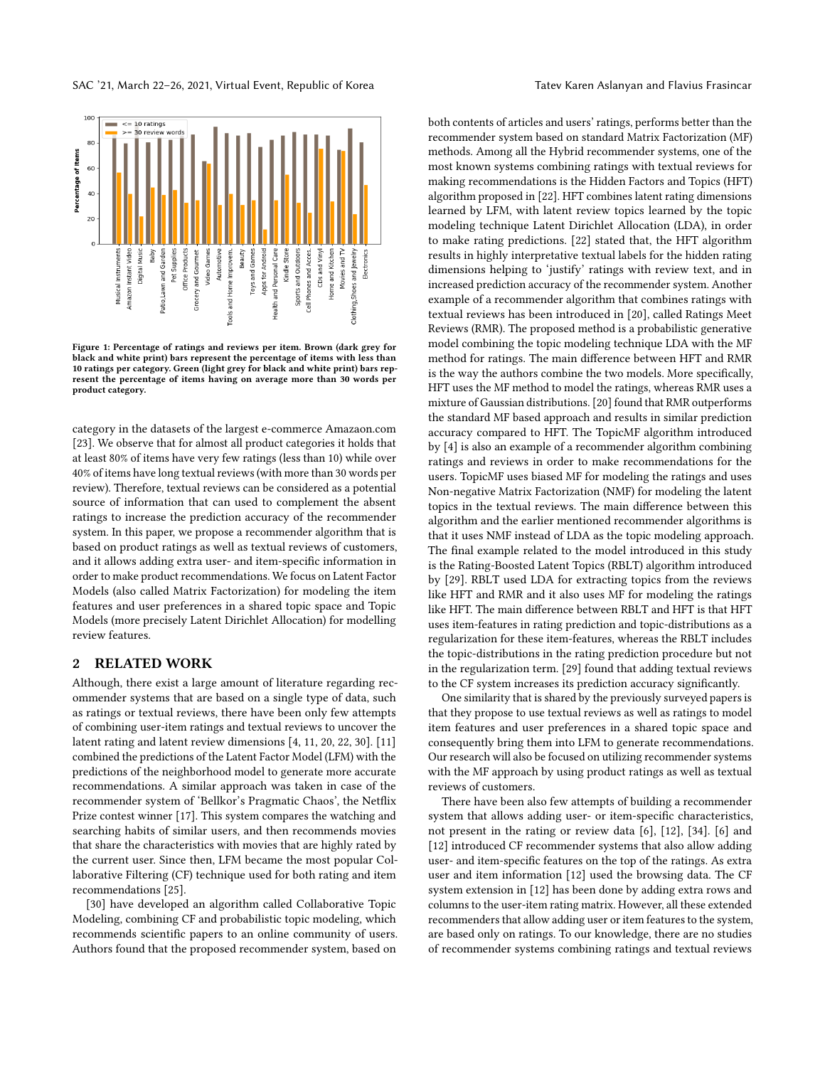Figure 1: Percentage of ratings and reviews per item. Brown (dark grey for black and white print) bars represent the percentage of items with less than 10 ratings per category. Green (light grey for black and white print) bars represent the percentage of items having on average more than 30 words per product category.

category in the datasets of the largest e-commerce Amazaon.com [23]. We observe that for almost all product categories it holds that at least 80% of items have very few ratings (less than 10) while over 40% of items have long textual reviews (with more than 30 words per review). Therefore, textual reviews can be considered as a potential source of information that can used to complement the absent ratings to increase the prediction accuracy of the recommender system. In this paper, we propose a recommender algorithm that is based on product ratings as well as textual reviews of customers, and it allows adding extra user- and item-specific information in order to make product recommendations. We focus on Latent Factor Models (also called Matrix Factorization) for modeling the item features and user preferences in a shared topic space and Topic Models (more precisely Latent Dirichlet Allocation) for modelling review features.

## 2 RELATED WORK

Although, there exist a large amount of literature regarding recommender systems that are based on a single type of data, such as ratings or textual reviews, there have been only few attempts of combining user-item ratings and textual reviews to uncover the latent rating and latent review dimensions [4, 11, 20, 22, 30]. [11] combined the predictions of the Latent Factor Model (LFM) with the predictions of the neighborhood model to generate more accurate recommendations. A similar approach was taken in case of the recommender system of 'Bellkor's Pragmatic Chaos', the Netflix Prize contest winner [17]. This system compares the watching and searching habits of similar users, and then recommends movies that share the characteristics with movies that are highly rated by the current user. Since then, LFM became the most popular Collaborative Filtering (CF) technique used for both rating and item recommendations [25].

[30] have developed an algorithm called Collaborative Topic Modeling, combining CF and probabilistic topic modeling, which recommends scientific papers to an online community of users. Authors found that the proposed recommender system, based on both contents of articles and users' ratings, performs better than the recommender system based on standard Matrix Factorization (MF) methods. Among all the Hybrid recommender systems, one of the most known systems combining ratings with textual reviews for making recommendations is the Hidden Factors and Topics (HFT) algorithm proposed in [22]. HFT combines latent rating dimensions learned by LFM, with latent review topics learned by the topic modeling technique Latent Dirichlet Allocation (LDA), in order to make rating predictions. [22] stated that, the HFT algorithm results in highly interpretative textual labels for the hidden rating dimensions helping to 'justify' ratings with review text, and in increased prediction accuracy of the recommender system. Another example of a recommender algorithm that combines ratings with textual reviews has been introduced in [20], called Ratings Meet Reviews (RMR). The proposed method is a probabilistic generative model combining the topic modeling technique LDA with the MF method for ratings. The main difference between HFT and RMR is the way the authors combine the two models. More specifically, HFT uses the MF method to model the ratings, whereas RMR uses a mixture of Gaussian distributions. [20] found that RMR outperforms the standard MF based approach and results in similar prediction accuracy compared to HFT. The TopicMF algorithm introduced by [4] is also an example of a recommender algorithm combining ratings and reviews in order to make recommendations for the users. TopicMF uses biased MF for modeling the ratings and uses Non-negative Matrix Factorization (NMF) for modeling the latent topics in the textual reviews. The main difference between this algorithm and the earlier mentioned recommender algorithms is that it uses NMF instead of LDA as the topic modeling approach. The final example related to the model introduced in this study is the Rating-Boosted Latent Topics (RBLT) algorithm introduced by [29]. RBLT used LDA for extracting topics from the reviews like HFT and RMR and it also uses MF for modeling the ratings like HFT. The main difference between RBLT and HFT is that HFT uses item-features in rating prediction and topic-distributions as a regularization for these item-features, whereas the RBLT includes the topic-distributions in the rating prediction procedure but not in the regularization term. [29] found that adding textual reviews to the CF system increases its prediction accuracy significantly.

One similarity that is shared by the previously surveyed papers is that they propose to use textual reviews as well as ratings to model item features and user preferences in a shared topic space and consequently bring them into LFM to generate recommendations. Our research will also be focused on utilizing recommender systems with the MF approach by using product ratings as well as textual reviews of customers.

There have been also few attempts of building a recommender system that allows adding user- or item-specific characteristics, not present in the rating or review data [6], [12], [34]. [6] and [12] introduced CF recommender systems that also allow adding user- and item-specific features on the top of the ratings. As extra user and item information [12] used the browsing data. The CF system extension in [12] has been done by adding extra rows and columns to the user-item rating matrix. However, all these extended recommenders that allow adding user or item features to the system, are based only on ratings. To our knowledge, there are no studies of recommender systems combining ratings and textual reviews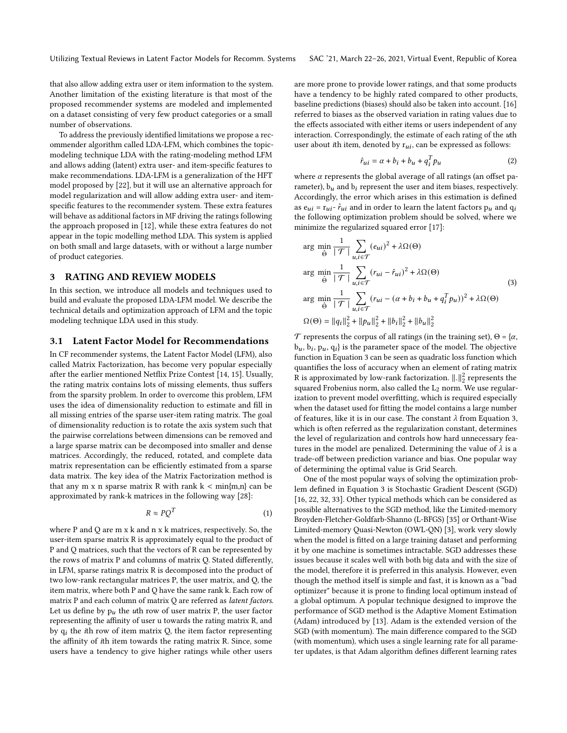that also allow adding extra user or item information to the system. Another limitation of the existing literature is that most of the proposed recommender systems are modeled and implemented on a dataset consisting of very few product categories or a small number of observations.

To address the previously identified limitations we propose a recommender algorithm called LDA-LFM, which combines the topic-modeling technique LDA with the rating-modeling method LFM and allows adding (latent) extra user- and item-specific features to make recommendations. LDA-LFM is a generalization of the HFT model proposed by [22], but it will use an alternative approach for model regularization and will allow adding extra user- and item-specific features to the recommender system. These extra features will behave as additional factors in MF driving the ratings following the approach proposed in [12], while these extra features do not appear in the topic modelling method LDA. This system is applied on both small and large datasets, with or without a large number of product categories.

## 3 RATING AND REVIEW MODELS

In this section, we introduce all models and techniques used to build and evaluate the proposed LDA-LFM model. We describe the technical details and optimization approach of LFM and the topic modeling technique LDA used in this study.

### 3.1 Latent Factor Model for Recommendations

In CF recommender systems, the Latent Factor Model (LFM), also called Matrix Factorization, has become very popular especially after the earlier mentioned Netflix Prize Contest [14, 15]. Usually, the rating matrix contains lots of missing elements, thus suffers from the sparsity problem. In order to overcome this problem, LFM uses the idea of dimensionality reduction to estimate and fill in all missing entries of the sparse user-item rating matrix. The goal of dimensionality reduction is to rotate the axis system such that the pairwise correlations between dimensions can be removed and a large sparse matrix can be decomposed into smaller and dense matrices. Accordingly, the reduced, rotated, and complete data matrix representation can be efficiently estimated from a sparse data matrix. The key idea of the Matrix Factorization method is that any m x n sparse matrix R with rank k < min{m,n} can be approximated by rank-k matrices in the following way [28]:

$$R \approx PQ^T \tag{1}$$

where P and Q are m x k and n x k matrices, respectively. So, the user-item sparse matrix R is approximately equal to the product of P and Q matrices, such that the vectors of R can be represented by the rows of matrix P and columns of matrix Q. Stated differently, in LFM, sparse ratings matrix R is decomposed into the product of two low-rank rectangular matrices P, the user matrix, and Q, the item matrix, where both P and Q have the same rank k. Each row of matrix P and each column of matrix Q are referred as *latent factors*. Let us define by $p_u$ the $u$th row of user matrix P, the user factor representing the affinity of user u towards the rating matrix R, and by $q_i$ the $i$th row of item matrix Q, the item factor representing the affinity of $i$th item towards the rating matrix R. Since, some users have a tendency to give higher ratings while other users are more prone to provide lower ratings, and that some products have a tendency to be highly rated compared to other products, baseline predictions (biases) should also be taken into account. [16] referred to biases as the observed variation in rating values due to the effects associated with either items or users independent of any interaction. Correspondingly, the estimate of each rating of the $u$th user about $i$th item, denoted by $r_{ui}$, can be expressed as follows:

$$\hat{r}_{ui} = \alpha + b_i + b_u + q_i^T p_u \tag{2}$$

where $\alpha$ represents the global average of all ratings (an offset parameter), $b_u$ and $b_i$ represent the user and item biases, respectively. Accordingly, the error which arises in this estimation is defined as $e_{ui} = r_{ui} - \hat{r}_{ui}$ and in order to learn the latent factors $p_u$ and $q_i$ the following optimization problem should be solved, where we minimize the regularized squared error [17]:

$$\begin{aligned}
&\arg\min_{\hat{\Theta}} \frac{1}{|\mathcal{T}|} \sum_{u,i \in \mathcal{T}} (e_{ui})^2 + \lambda\Omega(\Theta) \\
&\arg\min_{\hat{\Theta}} \frac{1}{|\mathcal{T}|} \sum_{u,i \in \mathcal{T}} (r_{ui} - \hat{r}_{ui})^2 + \lambda\Omega(\Theta) \\
&\arg\min_{\hat{\Theta}} \frac{1}{|\mathcal{T}|} \sum_{u,i \in \mathcal{T}} (r_{ui} - (\alpha + b_i + b_u + q_i^T p_u))^2 + \lambda\Omega(\Theta) \\
&\Omega(\Theta) = \|q_i\|_2^2 + \|p_u\|_2^2 + \|b_i\|_2^2 + \|b_u\|_2^2
\end{aligned} \tag{3}$$

$\mathcal{T}$ represents the corpus of all ratings (in the training set), $\Theta = \{\alpha, b_u, b_i, p_u, q_i\}$ is the parameter space of the model. The objective function in Equation 3 can be seen as quadratic loss function which quantifies the loss of accuracy when an element of rating matrix R is approximated by low-rank factorization. $\|.\|_2^2$ represents the squared Frobenius norm, also called the $L_2$ norm. We use regularization to prevent model overfitting, which is required especially when the dataset used for fitting the model contains a large number of features, like it is in our case. The constant $\lambda$ from Equation 3, which is often referred as the regularization constant, determines the level of regularization and controls how hard unnecessary features in the model are penalized. Determining the value of $\lambda$ is a trade-off between prediction variance and bias. One popular way of determining the optimal value is Grid Search.

One of the most popular ways of solving the optimization problem defined in Equation 3 is Stochastic Gradient Descent (SGD) [16, 22, 32, 33]. Other typical methods which can be considered as possible alternatives to the SGD method, like the Limited-memory Broyden-Fletcher-Goldfarb-Shanno (L-BFGS) [35] or Orthant-Wise Limited-memory Quasi-Newton (OWL-QN) [3], work very slowly when the model is fitted on a large training dataset and performing it by one machine is sometimes intractable. SGD addresses these issues because it scales well with both big data and with the size of the model, therefore it is preferred in this analysis. However, even though the method itself is simple and fast, it is known as a "bad optimizer" because it is prone to finding local optimum instead of a global optimum. A popular technique designed to improve the performance of SGD method is the Adaptive Moment Estimation (Adam) introduced by [13]. Adam is the extended version of the SGD (with momentum). The main difference compared to the SGD (with momentum), which uses a single learning rate for all parameter updates, is that Adam algorithm defines different learning rates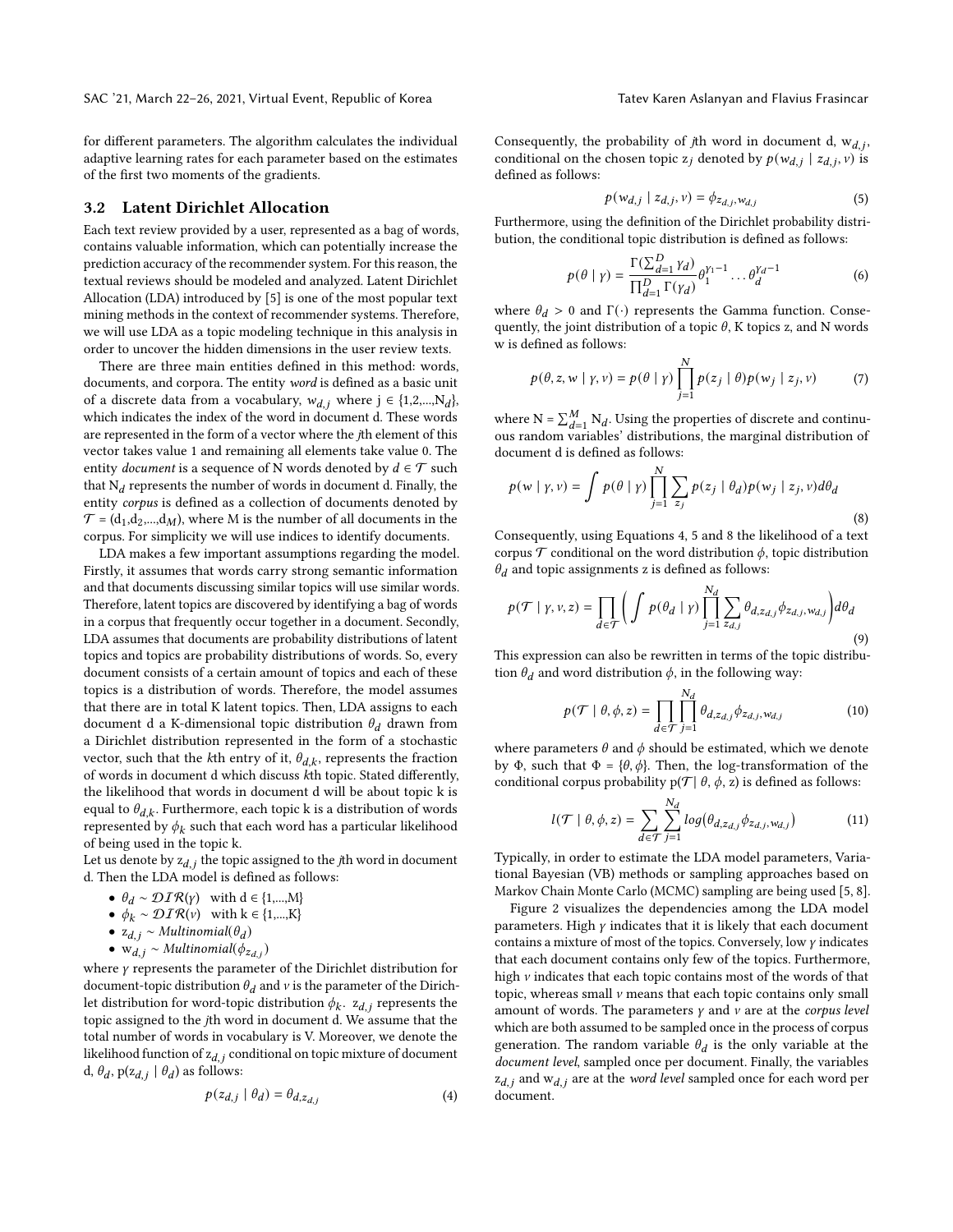for different parameters. The algorithm calculates the individual adaptive learning rates for each parameter based on the estimates of the first two moments of the gradients.

### 3.2 Latent Dirichlet Allocation

Each text review provided by a user, represented as a bag of words, contains valuable information, which can potentially increase the prediction accuracy of the recommender system. For this reason, the textual reviews should be modeled and analyzed. Latent Dirichlet Allocation (LDA) introduced by [5] is one of the most popular text mining methods in the context of recommender systems. Therefore, we will use LDA as a topic modeling technique in this analysis in order to uncover the hidden dimensions in the user review texts.

There are three main entities defined in this method: words, documents, and corpora. The entity *word* is defined as a basic unit of a discrete data from a vocabulary, $w_{d,j}$ where j ∈ {1,2,...,$N_d$}, which indicates the index of the word in document d. These words are represented in the form of a vector where the *j*th element of this vector takes value 1 and remaining all elements take value 0. The entity *document* is a sequence of N words denoted by $d \in \mathcal{T}$ such that $N_d$ represents the number of words in document d. Finally, the entity *corpus* is defined as a collection of documents denoted by $\mathcal{T}$ = ($d_1$,$d_2$,...,$d_M$), where M is the number of all documents in the corpus. For simplicity we will use indices to identify documents.

LDA makes a few important assumptions regarding the model. Firstly, it assumes that words carry strong semantic information and that documents discussing similar topics will use similar words. Therefore, latent topics are discovered by identifying a bag of words in a corpus that frequently occur together in a document. Secondly, LDA assumes that documents are probability distributions of latent topics and topics are probability distributions of words. So, every document consists of a certain amount of topics and each of these topics is a distribution of words. Therefore, the model assumes that there are in total K latent topics. Then, LDA assigns to each document d a K-dimensional topic distribution $\theta_d$ drawn from a Dirichlet distribution represented in the form of a stochastic vector, such that the *k*th entry of it, $\theta_{d,k}$, represents the fraction of words in document d which discuss *k*th topic. Stated differently, the likelihood that words in document d will be about topic k is equal to $\theta_{d,k}$. Furthermore, each topic k is a distribution of words represented by $\phi_k$ such that each word has a particular likelihood of being used in the topic k.

Let us denote by $z_{d,j}$ the topic assigned to the *j*th word in document d. Then the LDA model is defined as follows:

- $\theta_d \sim \mathcal{DIR}(\gamma)$ with d ∈ {1,...,M}
- $\phi_k \sim \mathcal{DIR}(\nu)$ with k ∈ {1,...,K}
- $z_{d,j} \sim Multinomial(\theta_d)$
- $w_{d,j} \sim Multinomial(\phi_{z_{d,j}})$

where $\gamma$ represents the parameter of the Dirichlet distribution for document-topic distribution $\theta_d$ and $\nu$ is the parameter of the Dirichlet distribution for word-topic distribution $\phi_k$. $z_{d,j}$ represents the topic assigned to the *j*th word in document d. We assume that the total number of words in vocabulary is V. Moreover, we denote the likelihood function of $z_{d,j}$ conditional on topic mixture of document d, $\theta_d$, p($z_{d,j} \mid \theta_d$) as follows:

$$p(z_{d,j} \mid \theta_d) = \theta_{d,z_{d,j}} \tag{4}$$

Consequently, the probability of *j*th word in document d, $w_{d,j}$, conditional on the chosen topic $z_j$ denoted by $p(w_{d,j} \mid z_{d,j}, \nu)$ is defined as follows:

$$p(w_{d,j} \mid z_{d,j}, \nu) = \phi_{z_{d,j},w_{d,j}} \tag{5}$$

Furthermore, using the definition of the Dirichlet probability distribution, the conditional topic distribution is defined as follows:

$$p(\theta \mid \gamma) = \frac{\Gamma(\sum_{d=1}^{D} \gamma_d)}{\prod_{d=1}^{D} \Gamma(\gamma_d)} \theta_1^{\gamma_1 - 1} \dots \theta_d^{\gamma_d - 1} \tag{6}$$

where $\theta_d > 0$ and $\Gamma(\cdot)$ represents the Gamma function. Consequently, the joint distribution of a topic $\theta$, K topics z, and N words w is defined as follows:

$$p(\theta, z, w \mid \gamma, \nu) = p(\theta \mid \gamma) \prod_{j=1}^{N} p(z_j \mid \theta) p(w_j \mid z_j, \nu) \tag{7}$$

where N = $\sum_{d=1}^{M}$ $N_d$. Using the properties of discrete and continuous random variables' distributions, the marginal distribution of document d is defined as follows:

$$p(w \mid \gamma, \nu) = \int p(\theta \mid \gamma) \prod_{j=1}^{N} \sum_{z_j} p(z_j \mid \theta_d) p(w_j \mid z_j, \nu) d\theta_d \tag{8}$$

Consequently, using Equations 4, 5 and 8 the likelihood of a text corpus $\mathcal{T}$ conditional on the word distribution $\phi$, topic distribution $\theta_d$ and topic assignments z is defined as follows:

$$p(\mathcal{T} \mid \gamma, \nu, z) = \prod_{d \in \mathcal{T}} \Bigg( \int p(\theta_d \mid \gamma) \prod_{j=1}^{N_d} \sum_{z_{d,j}} \theta_{d,z_{d,j}} \phi_{z_{d,j},w_{d,j}} \Bigg) d\theta_d \tag{9}$$

This expression can also be rewritten in terms of the topic distribution $\theta_d$ and word distribution $\phi$, in the following way:

$$p(\mathcal{T} \mid \theta, \phi, z) = \prod_{d \in \mathcal{T}} \prod_{j=1}^{N_d} \theta_{d,z_{d,j}} \phi_{z_{d,j},w_{d,j}} \tag{10}$$

where parameters $\theta$ and $\phi$ should be estimated, which we denote by $\Phi$, such that $\Phi = \{\theta, \phi\}$. Then, the log-transformation of the conditional corpus probability p($\mathcal{T} \mid \theta$, $\phi$, z) is defined as follows:

$$l(\mathcal{T} \mid \theta, \phi, z) = \sum_{d \in \mathcal{T}} \sum_{j=1}^{N_d} log\big(\theta_{d,z_{d,j}} \phi_{z_{d,j},w_{d,j}}\big) \tag{11}$$

Typically, in order to estimate the LDA model parameters, Variational Bayesian (VB) methods or sampling approaches based on Markov Chain Monte Carlo (MCMC) sampling are being used [5, 8].

Figure 2 visualizes the dependencies among the LDA model parameters. High $\gamma$ indicates that it is likely that each document contains a mixture of most of the topics. Conversely, low $\gamma$ indicates that each document contains only few of the topics. Furthermore, high $\nu$ indicates that each topic contains most of the words of that topic, whereas small $\nu$ means that each topic contains only small amount of words. The parameters $\gamma$ and $\nu$ are at the *corpus level* which are both assumed to be sampled once in the process of corpus generation. The random variable $\theta_d$ is the only variable at the *document level*, sampled once per document. Finally, the variables $z_{d,j}$ and $w_{d,j}$ are at the *word level* sampled once for each word per document.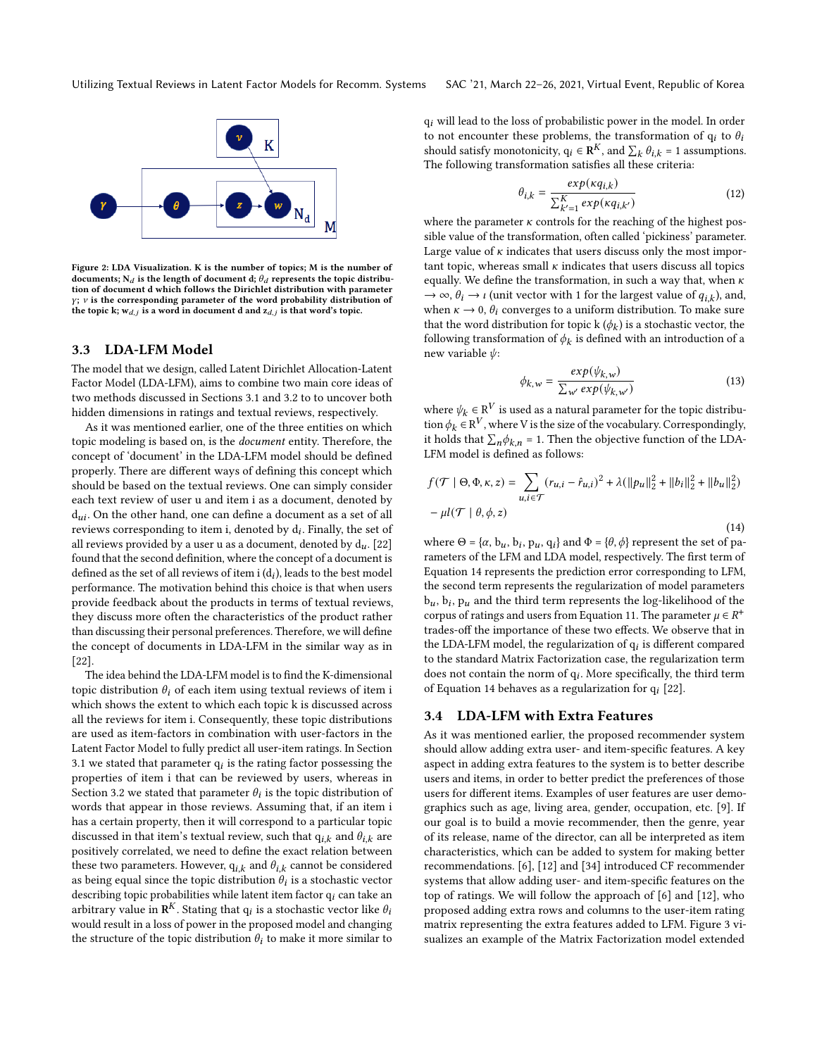Figure 2: LDA Visualization. K is the number of topics; M is the number of documents; $N_d$ is the length of document d; $\theta_d$ represents the topic distribution of document d which follows the Dirichlet distribution with parameter $\gamma$; $\nu$ is the corresponding parameter of the word probability distribution of the topic k; $w_{d,j}$ is a word in document d and $z_{d,j}$ is that word's topic.

### 3.3 LDA-LFM Model

The model that we design, called Latent Dirichlet Allocation-Latent Factor Model (LDA-LFM), aims to combine two main core ideas of two methods discussed in Sections 3.1 and 3.2 to to uncover both hidden dimensions in ratings and textual reviews, respectively.

As it was mentioned earlier, one of the three entities on which topic modeling is based on, is the *document* entity. Therefore, the concept of 'document' in the LDA-LFM model should be defined properly. There are different ways of defining this concept which should be based on the textual reviews. One can simply consider each text review of user u and item i as a document, denoted by $d_{ui}$. On the other hand, one can define a document as a set of all reviews corresponding to item i, denoted by $d_i$. Finally, the set of all reviews provided by a user u as a document, denoted by $d_u$. [22] found that the second definition, where the concept of a document is defined as the set of all reviews of item i ($d_i$), leads to the best model performance. The motivation behind this choice is that when users provide feedback about the products in terms of textual reviews, they discuss more often the characteristics of the product rather than discussing their personal preferences. Therefore, we will define the concept of documents in LDA-LFM in the similar way as in [22].

The idea behind the LDA-LFM model is to find the K-dimensional topic distribution $\theta_i$ of each item using textual reviews of item i which shows the extent to which each topic k is discussed across all the reviews for item i. Consequently, these topic distributions are used as item-factors in combination with user-factors in the Latent Factor Model to fully predict all user-item ratings. In Section 3.1 we stated that parameter $q_i$ is the rating factor possessing the properties of item i that can be reviewed by users, whereas in Section 3.2 we stated that parameter $\theta_i$ is the topic distribution of words that appear in those reviews. Assuming that, if an item i has a certain property, then it will correspond to a particular topic discussed in that item's textual review, such that $q_{i,k}$ and $\theta_{i,k}$ are positively correlated, we need to define the exact relation between these two parameters. However, $q_{i,k}$ and $\theta_{i,k}$ cannot be considered as being equal since the topic distribution $\theta_i$ is a stochastic vector describing topic probabilities while latent item factor $q_i$ can take an arbitrary value in $\mathbf{R}^K$. Stating that $q_i$ is a stochastic vector like $\theta_i$ would result in a loss of power in the proposed model and changing the structure of the topic distribution $\theta_i$ to make it more similar to $q_i$ will lead to the loss of probabilistic power in the model. In order to not encounter these problems, the transformation of $q_i$ to $\theta_i$ should satisfy monotonicity, $q_i \in \mathbf{R}^K$, and $\sum_k \theta_{i,k} = 1$ assumptions. The following transformation satisfies all these criteria:

$$\theta_{i,k} = \frac{exp(\kappa q_{i,k})}{\sum_{k'=1}^{K} exp(\kappa q_{i,k'})} \tag{12}$$

where the parameter $\kappa$ controls for the reaching of the highest possible value of the transformation, often called 'pickiness' parameter. Large value of $\kappa$ indicates that users discuss only the most important topic, whereas small $\kappa$ indicates that users discuss all topics equally. We define the transformation, in such a way that, when $\kappa \to \infty$, $\theta_i \to \iota$ (unit vector with 1 for the largest value of $q_{i,k}$), and, when $\kappa \to 0$, $\theta_i$ converges to a uniform distribution. To make sure that the word distribution for topic k ($\phi_k$) is a stochastic vector, the following transformation of $\phi_k$ is defined with an introduction of a new variable $\psi$:

$$\phi_{k,w} = \frac{exp(\psi_{k,w})}{\sum_{w'} exp(\psi_{k,w'})} \tag{13}$$

where $\psi_k \in \mathrm{R}^V$ is used as a natural parameter for the topic distribution $\phi_k \in \mathrm{R}^V$, where V is the size of the vocabulary. Correspondingly, it holds that $\sum_n \phi_{k,n} = 1$. Then the objective function of the LDA-LFM model is defined as follows:

$$f(\mathcal{T} \mid \Theta, \Phi, \kappa, z) = \sum_{u,i \in \mathcal{T}} (r_{u,i} - \hat{r}_{u,i})^2 + \lambda(\|p_u\|_2^2 + \|b_i\|_2^2 + \|b_u\|_2^2)$$
$$- \mu l(\mathcal{T} \mid \theta, \phi, z) \tag{14}$$

where $\Theta = \{\alpha, b_u, b_i, p_u, q_i\}$ and $\Phi = \{\theta, \phi\}$ represent the set of parameters of the LFM and LDA model, respectively. The first term of Equation 14 represents the prediction error corresponding to LFM, the second term represents the regularization of model parameters $b_u$, $b_i$, $p_u$ and the third term represents the log-likelihood of the corpus of ratings and users from Equation 11. The parameter $\mu \in R^+$ trades-off the importance of these two effects. We observe that in the LDA-LFM model, the regularization of $q_i$ is different compared to the standard Matrix Factorization case, the regularization term does not contain the norm of $q_i$. More specifically, the third term of Equation 14 behaves as a regularization for $q_i$ [22].

### 3.4 LDA-LFM with Extra Features

As it was mentioned earlier, the proposed recommender system should allow adding extra user- and item-specific features. A key aspect in adding extra features to the system is to better describe users and items, in order to better predict the preferences of those users for different items. Examples of user features are user demographics such as age, living area, gender, occupation, etc. [9]. If our goal is to build a movie recommender, then the genre, year of its release, name of the director, can all be interpreted as item characteristics, which can be added to system for making better recommendations. [6], [12] and [34] introduced CF recommender systems that allow adding user- and item-specific features on the top of ratings. We will follow the approach of [6] and [12], who proposed adding extra rows and columns to the user-item rating matrix representing the extra features added to LFM. Figure 3 visualizes an example of the Matrix Factorization model extended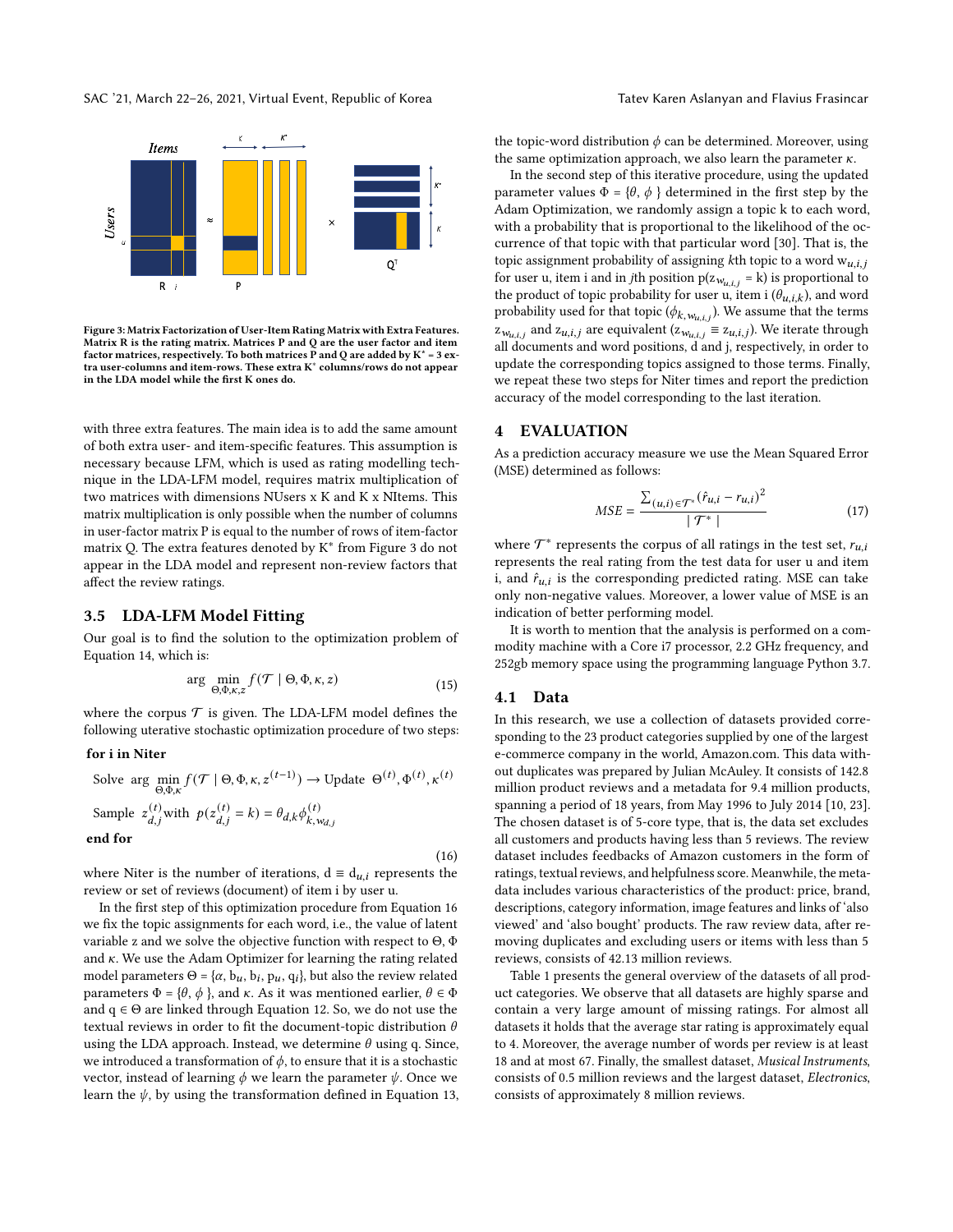**Figure 3: Matrix Factorization of User-Item Rating Matrix with Extra Features. Matrix R is the rating matrix. Matrices P and Q are the user factor and item factor matrices, respectively. To both matrices P and Q are added by $K^* = 3$ extra user-columns and item-rows. These extra $K^*$ columns/rows do not appear in the LDA model while the first K ones do.**

with three extra features. The main idea is to add the same amount of both extra user- and item-specific features. This assumption is necessary because LFM, which is used as rating modelling technique in the LDA-LFM model, requires matrix multiplication of two matrices with dimensions NUsers x K and K x NItems. This matrix multiplication is only possible when the number of columns in user-factor matrix P is equal to the number of rows of item-factor matrix Q. The extra features denoted by $K^*$ from Figure 3 do not appear in the LDA model and represent non-review factors that affect the review ratings.

### 3.5 LDA-LFM Model Fitting

Our goal is to find the solution to the optimization problem of Equation 14, which is:

$$\arg \min_{\Theta, \Phi, \kappa, z} f(\mathcal{T} \mid \Theta, \Phi, \kappa, z) \tag{15}$$

where the corpus $\mathcal{T}$ is given. The LDA-LFM model defines the following uterative stochastic optimization procedure of two steps:

**for i in Niter**

$$\text{Solve } \arg \min_{\Theta, \Phi, \kappa} f(\mathcal{T} \mid \Theta, \Phi, \kappa, z^{(t-1)}) \rightarrow \text{Update } \Theta^{(t)}, \Phi^{(t)}, \kappa^{(t)}$$

$$\text{Sample } z_{d,j}^{(t)} \text{with } p(z_{d,j}^{(t)} = k) = \theta_{d,k} \phi_{k, w_{d,j}}^{(t)}$$

**end for**

$$\tag{16}$$

where Niter is the number of iterations, $d \equiv d_{u,i}$ represents the review or set of reviews (document) of item i by user u.

In the first step of this optimization procedure from Equation 16 we fix the topic assignments for each word, i.e., the value of latent variable z and we solve the objective function with respect to $\Theta$, $\Phi$ and $\kappa$. We use the Adam Optimizer for learning the rating related model parameters $\Theta = \{\alpha, b_u, b_i, p_u, q_i\}$, but also the review related parameters $\Phi = \{\theta, \phi\}$, and $\kappa$. As it was mentioned earlier, $\theta \in \Phi$ and $q \in \Theta$ are linked through Equation 12. So, we do not use the textual reviews in order to fit the document-topic distribution $\theta$ using the LDA approach. Instead, we determine $\theta$ using q. Since, we introduced a transformation of $\phi$, to ensure that it is a stochastic vector, instead of learning $\phi$ we learn the parameter $\psi$. Once we learn the $\psi$, by using the transformation defined in Equation 13, the topic-word distribution $\phi$ can be determined. Moreover, using the same optimization approach, we also learn the parameter $\kappa$.

In the second step of this iterative procedure, using the updated parameter values $\Phi = \{\theta, \phi\}$ determined in the first step by the Adam Optimization, we randomly assign a topic k to each word, with a probability that is proportional to the likelihood of the occurrence of that topic with that particular word [30]. That is, the topic assignment probability of assigning $k$th topic to a word $w_{u,i,j}$ for user u, item i and in $j$th position $p(z_{w_{u,i,j}} = k)$ is proportional to the product of topic probability for user u, item i ($\theta_{u,i,k}$), and word probability used for that topic ($\phi_{k, w_{u,i,j}}$). We assume that the terms $z_{w_{u,i,j}}$ and $z_{u,i,j}$ are equivalent ($z_{w_{u,i,j}} \equiv z_{u,i,j}$). We iterate through all documents and word positions, d and j, respectively, in order to update the corresponding topics assigned to those terms. Finally, we repeat these two steps for Niter times and report the prediction accuracy of the model corresponding to the last iteration.

## 4 EVALUATION

As a prediction accuracy measure we use the Mean Squared Error (MSE) determined as follows:

$$MSE = \frac{\sum_{(u,i) \in \mathcal{T}^*} (\hat{r}_{u,i} - r_{u,i})^2}{\mid \mathcal{T}^* \mid} \tag{17}$$

where $\mathcal{T}^*$ represents the corpus of all ratings in the test set, $r_{u,i}$ represents the real rating from the test data for user u and item i, and $\hat{r}_{u,i}$ is the corresponding predicted rating. MSE can take only non-negative values. Moreover, a lower value of MSE is an indication of better performing model.

It is worth to mention that the analysis is performed on a commodity machine with a Core i7 processor, 2.2 GHz frequency, and 252gb memory space using the programming language Python 3.7.

### 4.1 Data

In this research, we use a collection of datasets provided corresponding to the 23 product categories supplied by one of the largest e-commerce company in the world, Amazon.com. This data without duplicates was prepared by Julian McAuley. It consists of 142.8 million product reviews and a metadata for 9.4 million products, spanning a period of 18 years, from May 1996 to July 2014 [10, 23]. The chosen dataset is of 5-core type, that is, the data set excludes all customers and products having less than 5 reviews. The review dataset includes feedbacks of Amazon customers in the form of ratings, textual reviews, and helpfulness score. Meanwhile, the metadata includes various characteristics of the product: price, brand, descriptions, category information, image features and links of 'also viewed' and 'also bought' products. The raw review data, after removing duplicates and excluding users or items with less than 5 reviews, consists of 42.13 million reviews.

Table 1 presents the general overview of the datasets of all product categories. We observe that all datasets are highly sparse and contain a very large amount of missing ratings. For almost all datasets it holds that the average star rating is approximately equal to 4. Moreover, the average number of words per review is at least 18 and at most 67. Finally, the smallest dataset, *Musical Instruments*, consists of 0.5 million reviews and the largest dataset, *Electronics*, consists of approximately 8 million reviews.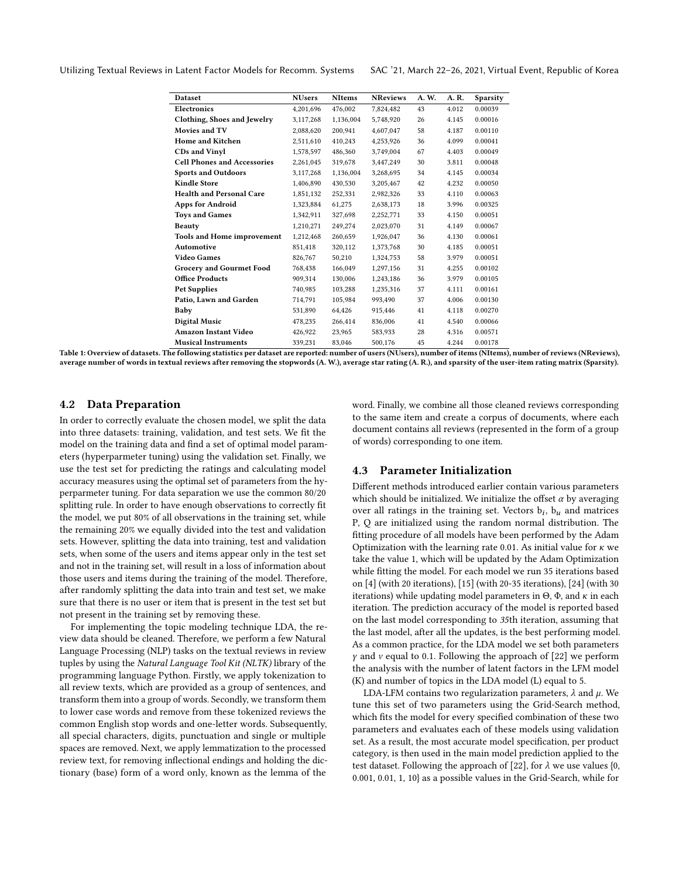| Dataset | NUsers | NItems | NReviews | A. W. | A. R. | Sparsity |
|---|---|---|---|---|---|---|
| **Electronics** | 4,201,696 | 476,002 | 7,824,482 | 43 | 4.012 | 0.00039 |
| **Clothing, Shoes and Jewelry** | 3,117,268 | 1,136,004 | 5,748,920 | 26 | 4.145 | 0.00016 |
| **Movies and TV** | 2,088,620 | 200,941 | 4,607,047 | 58 | 4.187 | 0.00110 |
| **Home and Kitchen** | 2,511,610 | 410,243 | 4,253,926 | 36 | 4.099 | 0.00041 |
| **CDs and Vinyl** | 1,578,597 | 486,360 | 3,749,004 | 67 | 4.403 | 0.00049 |
| **Cell Phones and Accessories** | 2,261,045 | 319,678 | 3,447,249 | 30 | 3.811 | 0.00048 |
| **Sports and Outdoors** | 3,117,268 | 1,136,004 | 3,268,695 | 34 | 4.145 | 0.00034 |
| **Kindle Store** | 1,406,890 | 430,530 | 3,205,467 | 42 | 4.232 | 0.00050 |
| **Health and Personal Care** | 1,851,132 | 252,331 | 2,982,326 | 33 | 4.110 | 0.00063 |
| **Apps for Android** | 1,323,884 | 61,275 | 2,638,173 | 18 | 3.996 | 0.00325 |
| **Toys and Games** | 1,342,911 | 327,698 | 2,252,771 | 33 | 4.150 | 0.00051 |
| **Beauty** | 1,210,271 | 249,274 | 2,023,070 | 31 | 4.149 | 0.00067 |
| **Tools and Home improvement** | 1,212,468 | 260,659 | 1,926,047 | 36 | 4.130 | 0.00061 |
| **Automotive** | 851,418 | 320,112 | 1,373,768 | 30 | 4.185 | 0.00051 |
| **Video Games** | 826,767 | 50,210 | 1,324,753 | 58 | 3.979 | 0.00051 |
| **Grocery and Gourmet Food** | 768,438 | 166,049 | 1,297,156 | 31 | 4.255 | 0.00102 |
| **Office Products** | 909,314 | 130,006 | 1,243,186 | 36 | 3.979 | 0.00105 |
| **Pet Supplies** | 740,985 | 103,288 | 1,235,316 | 37 | 4.111 | 0.00161 |
| **Patio, Lawn and Garden** | 714,791 | 105,984 | 993,490 | 37 | 4.006 | 0.00130 |
| **Baby** | 531,890 | 64,426 | 915,446 | 41 | 4.118 | 0.00270 |
| **Digital Music** | 478,235 | 266,414 | 836,006 | 41 | 4.540 | 0.00066 |
| **Amazon Instant Video** | 426,922 | 23,965 | 583,933 | 28 | 4.316 | 0.00571 |
| **Musical Instruments** | 339,231 | 83,046 | 500,176 | 45 | 4.244 | 0.00178 |

**Table 1: Overview of datasets. The following statistics per dataset are reported: number of users (NUsers), number of items (NItems), number of reviews (NReviews), average number of words in textual reviews after removing the stopwords (A. W.), average star rating (A. R.), and sparsity of the user-item rating matrix (Sparsity).**

### 4.2 Data Preparation

In order to correctly evaluate the chosen model, we split the data into three datasets: training, validation, and test sets. We fit the model on the training data and find a set of optimal model parameters (hyperparmeter tuning) using the validation set. Finally, we use the test set for predicting the ratings and calculating model accuracy measures using the optimal set of parameters from the hyperparameter tuning. For data separation we use the common 80/20 splitting rule. In order to have enough observations to correctly fit the model, we put 80% of all observations in the training set, while the remaining 20% we equally divided into the test and validation sets. However, splitting the data into training, test and validation sets, when some of the users and items appear only in the test set and not in the training set, will result in a loss of information about those users and items during the training of the model. Therefore, after randomly splitting the data into train and test set, we make sure that there is no user or item that is present in the test set but not present in the training set by removing these.

For implementing the topic modeling technique LDA, the review data should be cleaned. Therefore, we perform a few Natural Language Processing (NLP) tasks on the textual reviews in review tuples by using the *Natural Language Tool Kit (NLTK)* library of the programming language Python. Firstly, we apply tokenization to all review texts, which are provided as a group of sentences, and transform them into a group of words. Secondly, we transform them to lower case words and remove from these tokenized reviews the common English stop words and one-letter words. Subsequently, all special characters, digits, punctuation and single or multiple spaces are removed. Next, we apply lemmatization to the processed review text, for removing inflectional endings and holding the dictionary (base) form of a word only, known as the lemma of the word. Finally, we combine all those cleaned reviews corresponding to the same item and create a corpus of documents, where each document contains all reviews (represented in the form of a group of words) corresponding to one item.

### 4.3 Parameter Initialization

Different methods introduced earlier contain various parameters which should be initialized. We initialize the offset $\alpha$ by averaging over all ratings in the training set. Vectors $b_i$, $b_u$ and matrices P, Q are initialized using the random normal distribution. The fitting procedure of all models have been performed by the Adam Optimization with the learning rate 0.01. As initial value for $\kappa$ we take the value 1, which will be updated by the Adam Optimization while fitting the model. For each model we run 35 iterations based on [4] (with 20 iterations), [15] (with 20-35 iterations), [24] (with 30 iterations) while updating model parameters in $\Theta$, $\Phi$, and $\kappa$ in each iteration. The prediction accuracy of the model is reported based on the last model corresponding to *35*th iteration, assuming that the last model, after all the updates, is the best performing model. As a common practice, for the LDA model we set both parameters $\gamma$ and $\nu$ equal to 0.1. Following the approach of [22] we perform the analysis with the number of latent factors in the LFM model (K) and number of topics in the LDA model (L) equal to 5.

LDA-LFM contains two regularization parameters, $\lambda$ and $\mu$. We tune this set of two parameters using the Grid-Search method, which fits the model for every specified combination of these two parameters and evaluates each of these models using validation set. As a result, the most accurate model specification, per product category, is then used in the main model prediction applied to the test dataset. Following the approach of [22], for $\lambda$ we use values {0, 0.001, 0.01, 1, 10} as a possible values in the Grid-Search, while for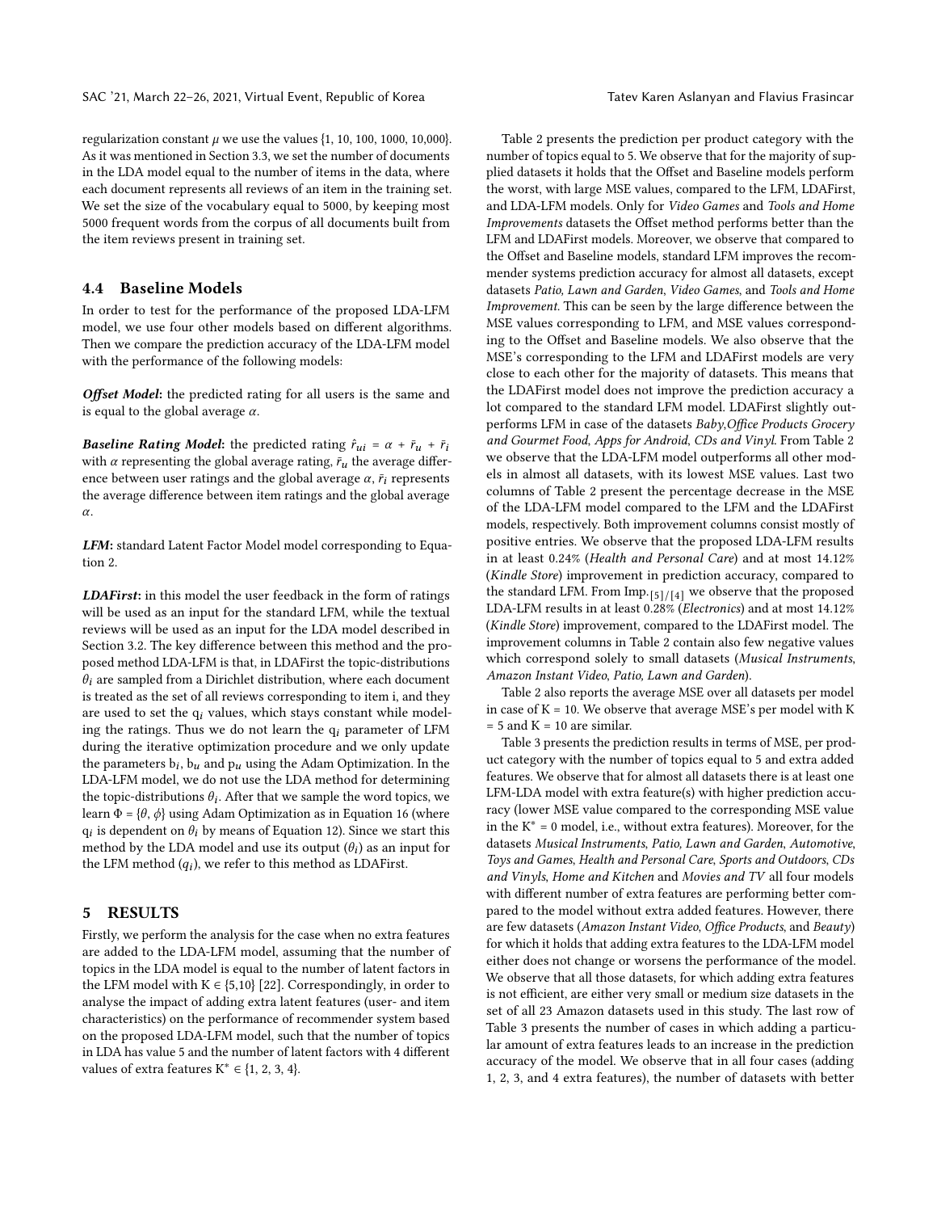regularization constant $\mu$ we use the values {1, 10, 100, 1000, 10,000}. As it was mentioned in Section 3.3, we set the number of documents in the LDA model equal to the number of items in the data, where each document represents all reviews of an item in the training set. We set the size of the vocabulary equal to 5000, by keeping most 5000 frequent words from the corpus of all documents built from the item reviews present in training set.

### 4.4 Baseline Models

In order to test for the performance of the proposed LDA-LFM model, we use four other models based on different algorithms. Then we compare the prediction accuracy of the LDA-LFM model with the performance of the following models:

***Offset Model***: the predicted rating for all users is the same and is equal to the global average $\alpha$.

***Baseline Rating Model***: the predicted rating $\hat{r}_{ui} = \alpha + \bar{r}_u + \bar{r}_i$ with $\alpha$ representing the global average rating, $\bar{r}_u$ the average difference between user ratings and the global average $\alpha$, $\bar{r}_i$ represents the average difference between item ratings and the global average $\alpha$.

***LFM***: standard Latent Factor Model model corresponding to Equation 2.

***LDAFirst***: in this model the user feedback in the form of ratings will be used as an input for the standard LFM, while the textual reviews will be used as an input for the LDA model described in Section 3.2. The key difference between this method and the proposed method LDA-LFM is that, in LDAFirst the topic-distributions $\theta_i$ are sampled from a Dirichlet distribution, where each document is treated as the set of all reviews corresponding to item i, and they are used to set the $q_i$ values, which stays constant while modeling the ratings. Thus we do not learn the $q_i$ parameter of LFM during the iterative optimization procedure and we only update the parameters $b_i$, $b_u$ and $p_u$ using the Adam Optimization. In the LDA-LFM model, we do not use the LDA method for determining the topic-distributions $\theta_i$. After that we sample the word topics, we learn $\Phi = \{\theta, \phi\}$ using Adam Optimization as in Equation 16 (where $q_i$ is dependent on $\theta_i$ by means of Equation 12). Since we start this method by the LDA model and use its output ($\theta_i$) as an input for the LFM method ($q_i$), we refer to this method as LDAFirst.

## 5 RESULTS

Firstly, we perform the analysis for the case when no extra features are added to the LDA-LFM model, assuming that the number of topics in the LDA model is equal to the number of latent factors in the LFM model with $K \in \{5,10\}$ [22]. Correspondingly, in order to analyse the impact of adding extra latent features (user- and item characteristics) on the performance of recommender system based on the proposed LDA-LFM model, such that the number of topics in LDA has value 5 and the number of latent factors with 4 different values of extra features $K^* \in \{1, 2, 3, 4\}$.

Table 2 presents the prediction per product category with the number of topics equal to 5. We observe that for the majority of supplied datasets it holds that the Offset and Baseline models perform the worst, with large MSE values, compared to the LFM, LDAFirst, and LDA-LFM models. Only for *Video Games* and *Tools and Home Improvements* datasets the Offset method performs better than the LFM and LDAFirst models. Moreover, we observe that compared to the Offset and Baseline models, standard LFM improves the recommender systems prediction accuracy for almost all datasets, except datasets *Patio, Lawn and Garden*, *Video Games*, and *Tools and Home Improvement*. This can be seen by the large difference between the MSE values corresponding to LFM, and MSE values corresponding to the Offset and Baseline models. We also observe that the MSE's corresponding to the LFM and LDAFirst models are very close to each other for the majority of datasets. This means that the LDAFirst model does not improve the prediction accuracy a lot compared to the standard LFM model. LDAFirst slightly outperforms LFM in case of the datasets *Baby,Office Products Grocery and Gourmet Food*, *Apps for Android*, *CDs and Vinyl*. From Table 2 we observe that the LDA-LFM model outperforms all other models in almost all datasets, with its lowest MSE values. Last two columns of Table 2 present the percentage decrease in the MSE of the LDA-LFM model compared to the LFM and the LDAFirst models, respectively. Both improvement columns consist mostly of positive entries. We observe that the proposed LDA-LFM results in at least 0.24% (*Health and Personal Care*) and at most 14.12% (*Kindle Store*) improvement in prediction accuracy, compared to the standard LFM. From $\text{Imp.}_{[5]/[4]}$ we observe that the proposed LDA-LFM results in at least 0.28% (*Electronics*) and at most 14.12% (*Kindle Store*) improvement, compared to the LDAFirst model. The improvement columns in Table 2 contain also few negative values which correspond solely to small datasets (*Musical Instruments*, *Amazon Instant Video*, *Patio, Lawn and Garden*).

Table 2 also reports the average MSE over all datasets per model in case of K = 10. We observe that average MSE's per model with K = 5 and K = 10 are similar.

Table 3 presents the prediction results in terms of MSE, per product category with the number of topics equal to 5 and extra added features. We observe that for almost all datasets there is at least one LFM-LDA model with extra feature(s) with higher prediction accuracy (lower MSE value compared to the corresponding MSE value in the $K^* = 0$ model, i.e., without extra features). Moreover, for the datasets *Musical Instruments*, *Patio, Lawn and Garden*, *Automotive*, *Toys and Games*, *Health and Personal Care*, *Sports and Outdoors*, *CDs and Vinyls*, *Home and Kitchen* and *Movies and TV* all four models with different number of extra features are performing better compared to the model without extra added features. However, there are few datasets (*Amazon Instant Video*, *Office Products*, and *Beauty*) for which it holds that adding extra features to the LDA-LFM model either does not change or worsens the performance of the model. We observe that all those datasets, for which adding extra features is not efficient, are either very small or medium size datasets in the set of all 23 Amazon datasets used in this study. The last row of Table 3 presents the number of cases in which adding a particular amount of extra features leads to an increase in the prediction accuracy of the model. We observe that in all four cases (adding 1, 2, 3, and 4 extra features), the number of datasets with better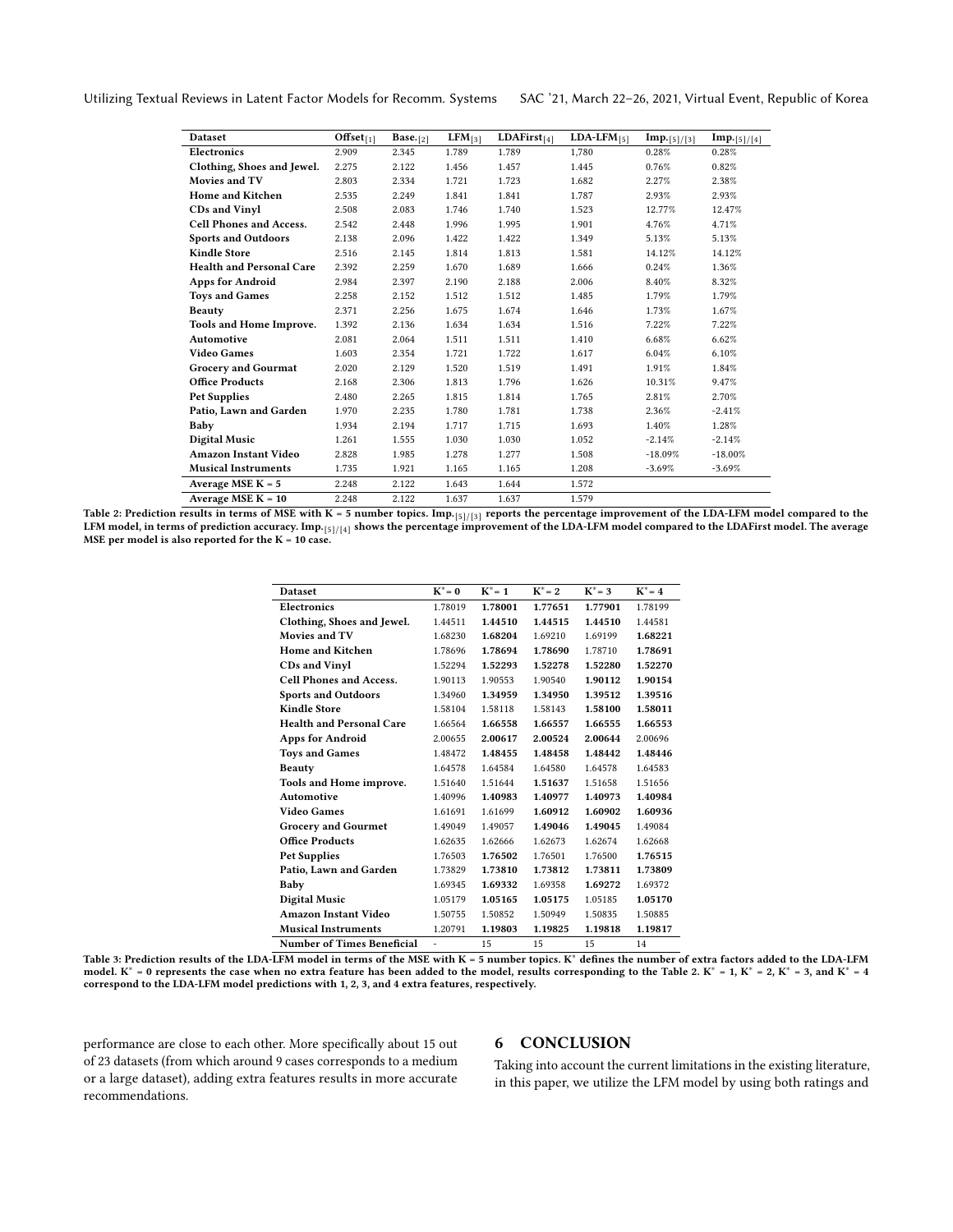| Dataset | Offset$_{[1]}$ | Base.$_{[2]}$ | LFM$_{[3]}$ | LDAFirst$_{[4]}$ | LDA-LFM$_{[5]}$ | Imp.$_{[5]/[3]}$ | Imp.$_{[5]/[4]}$ |
|---|---|---|---|---|---|---|---|
| **Electronics** | 2.909 | 2.345 | 1.789 | 1.789 | 1,780 | 0.28% | 0.28% |
| **Clothing, Shoes and Jewel.** | 2.275 | 2.122 | 1.456 | 1.457 | 1.445 | 0.76% | 0.82% |
| **Movies and TV** | 2.803 | 2.334 | 1.721 | 1.723 | 1.682 | 2.27% | 2.38% |
| **Home and Kitchen** | 2.535 | 2.249 | 1.841 | 1.841 | 1.787 | 2.93% | 2.93% |
| **CDs and Vinyl** | 2.508 | 2.083 | 1.746 | 1.740 | 1.523 | 12.77% | 12.47% |
| **Cell Phones and Access.** | 2.542 | 2.448 | 1.996 | 1.995 | 1.901 | 4.76% | 4.71% |
| **Sports and Outdoors** | 2.138 | 2.096 | 1.422 | 1.422 | 1.349 | 5.13% | 5.13% |
| **Kindle Store** | 2.516 | 2.145 | 1.814 | 1.813 | 1.581 | 14.12% | 14.12% |
| **Health and Personal Care** | 2.392 | 2.259 | 1.670 | 1.689 | 1.666 | 0.24% | 1.36% |
| **Apps for Android** | 2.984 | 2.397 | 2.190 | 2.188 | 2.006 | 8.40% | 8.32% |
| **Toys and Games** | 2.258 | 2.152 | 1.512 | 1.512 | 1.485 | 1.79% | 1.79% |
| **Beauty** | 2.371 | 2.256 | 1.675 | 1.674 | 1.646 | 1.73% | 1.67% |
| **Tools and Home Improve.** | 1.392 | 2.136 | 1.634 | 1.634 | 1.516 | 7.22% | 7.22% |
| **Automotive** | 2.081 | 2.064 | 1.511 | 1.511 | 1.410 | 6.68% | 6.62% |
| **Video Games** | 1.603 | 2.354 | 1.721 | 1.722 | 1.617 | 6.04% | 6.10% |
| **Grocery and Gourmat** | 2.020 | 2.129 | 1.520 | 1.519 | 1.491 | 1.91% | 1.84% |
| **Office Products** | 2.168 | 2.306 | 1.813 | 1.796 | 1.626 | 10.31% | 9.47% |
| **Pet Supplies** | 2.480 | 2.265 | 1.815 | 1.814 | 1.765 | 2.81% | 2.70% |
| **Patio, Lawn and Garden** | 1.970 | 2.235 | 1.780 | 1.781 | 1.738 | 2.36% | -2.41% |
| **Baby** | 1.934 | 2.194 | 1.717 | 1.715 | 1.693 | 1.40% | 1.28% |
| **Digital Music** | 1.261 | 1.555 | 1.030 | 1.030 | 1.052 | -2.14% | -2.14% |
| **Amazon Instant Video** | 2.828 | 1.985 | 1.278 | 1.277 | 1.508 | -18.09% | -18.00% |
| **Musical Instruments** | 1.735 | 1.921 | 1.165 | 1.165 | 1.208 | -3.69% | -3.69% |
| **Average MSE K = 5** | 2.248 | 2.122 | 1.643 | 1.644 | 1.572 | | |
| **Average MSE K = 10** | 2.248 | 2.122 | 1.637 | 1.637 | 1.579 | | |

**Table 2: Prediction results in terms of MSE with K = 5 number topics. Imp.$_{[5]/[3]}$ reports the percentage improvement of the LDA-LFM model compared to the LFM model, in terms of prediction accuracy. Imp.$_{[5]/[4]}$ shows the percentage improvement of the LDA-LFM model compared to the LDAFirst model. The average MSE per model is also reported for the K = 10 case.**

| Dataset | $K^*=0$ | $K^*=1$ | $K^*=2$ | $K^*=3$ | $K^*=4$ |
|---|---|---|---|---|---|
| **Electronics** | 1.78019 | **1.78001** | **1.77651** | **1.77901** | 1.78199 |
| **Clothing, Shoes and Jewel.** | 1.44511 | **1.44510** | **1.44515** | **1.44510** | 1.44581 |
| **Movies and TV** | 1.68230 | **1.68204** | 1.69210 | 1.69199 | **1.68221** |
| **Home and Kitchen** | 1.78696 | **1.78694** | **1.78690** | 1.78710 | **1.78691** |
| **CDs and Vinyl** | 1.52294 | **1.52293** | **1.52278** | **1.52280** | **1.52270** |
| **Cell Phones and Access.** | 1.90113 | 1.90553 | 1.90540 | **1.90112** | **1.90154** |
| **Sports and Outdoors** | 1.34960 | **1.34959** | **1.34950** | **1.39512** | **1.39516** |
| **Kindle Store** | 1.58104 | 1.58118 | 1.58143 | **1.58100** | **1.58011** |
| **Health and Personal Care** | 1.66564 | **1.66558** | **1.66557** | **1.66555** | **1.66553** |
| **Apps for Android** | 2.00655 | **2.00617** | **2.00524** | **2.00644** | 2.00696 |
| **Toys and Games** | 1.48472 | **1.48455** | **1.48458** | **1.48442** | **1.48446** |
| **Beauty** | 1.64578 | 1.64584 | 1.64580 | 1.64578 | 1.64583 |
| **Tools and Home improve.** | 1.51640 | 1.51644 | **1.51637** | 1.51658 | 1.51656 |
| **Automotive** | 1.40996 | **1.40983** | **1.40977** | **1.40973** | **1.40984** |
| **Video Games** | 1.61691 | 1.61699 | **1.60912** | **1.60902** | **1.60936** |
| **Grocery and Gourmet** | 1.49049 | 1.49057 | **1.49046** | **1.49045** | 1.49084 |
| **Office Products** | 1.62635 | 1.62666 | 1.62673 | 1.62674 | 1.62668 |
| **Pet Supplies** | 1.76503 | **1.76502** | 1.76501 | 1.76500 | **1.76515** |
| **Patio, Lawn and Garden** | 1.73829 | **1.73810** | **1.73812** | **1.73811** | **1.73809** |
| **Baby** | 1.69345 | **1.69332** | 1.69358 | **1.69272** | 1.69372 |
| **Digital Music** | 1.05179 | **1.05165** | **1.05175** | 1.05185 | **1.05170** |
| **Amazon Instant Video** | 1.50755 | 1.50852 | 1.50949 | 1.50835 | 1.50885 |
| **Musical Instruments** | 1.20791 | **1.19803** | **1.19825** | **1.19818** | **1.19817** |
| **Number of Times Beneficial** | - | 15 | 15 | 15 | 14 |

**Table 3: Prediction results of the LDA-LFM model in terms of the MSE with K = 5 number topics. $K^*$ defines the number of extra factors added to the LDA-LFM model. $K^*=0$ represents the case when no extra feature has been added to the model, results corresponding to the Table 2. $K^*=1$, $K^*=2$, $K^*=3$, and $K^*=4$ correspond to the LDA-LFM model predictions with 1, 2, 3, and 4 extra features, respectively.**

performance are close to each other. More specifically about 15 out of 23 datasets (from which around 9 cases corresponds to a medium or a large dataset), adding extra features results in more accurate recommendations.

## 6 CONCLUSION

Taking into account the current limitations in the existing literature, in this paper, we utilize the LFM model by using both ratings and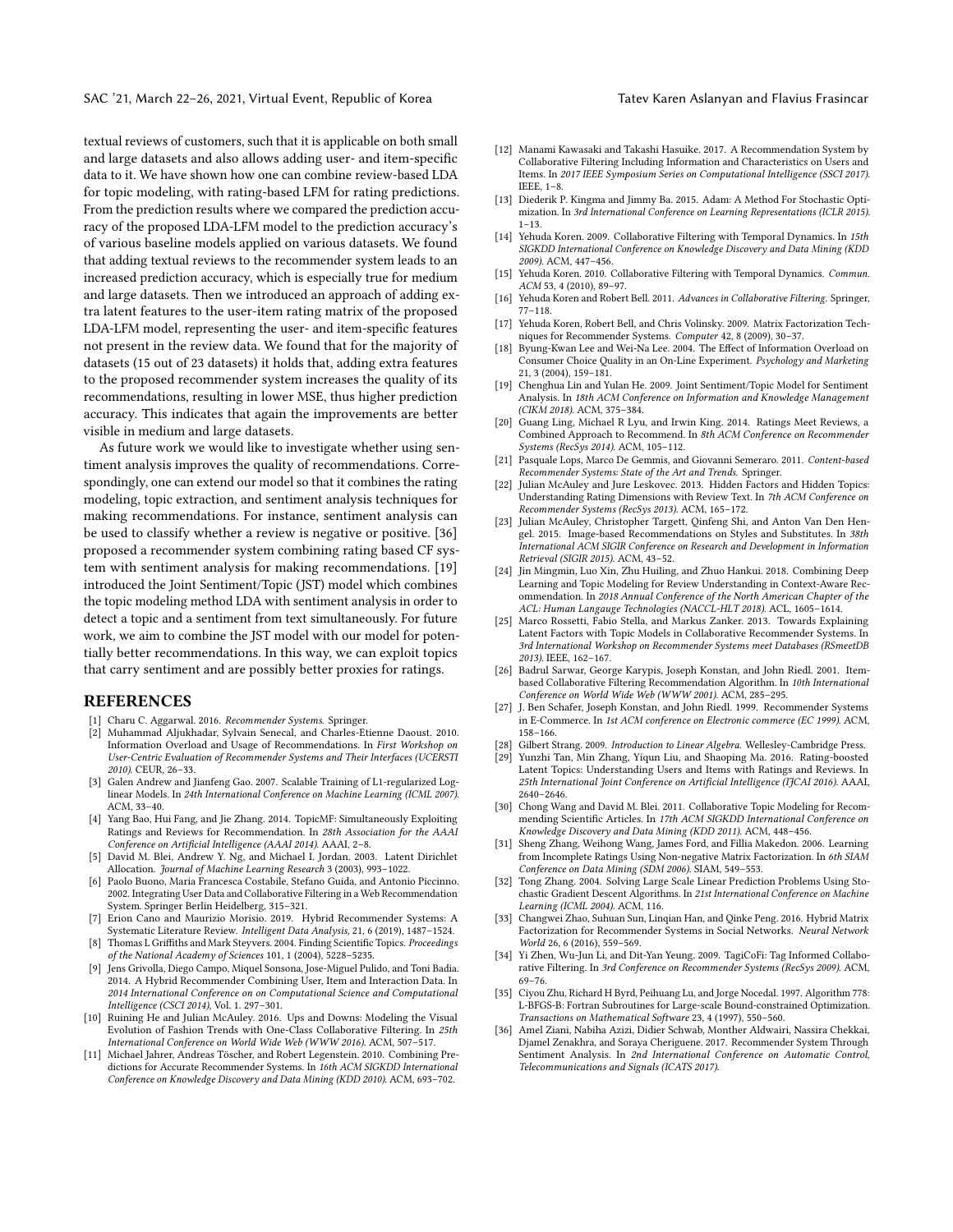textual reviews of customers, such that it is applicable on both small and large datasets and also allows adding user- and item-specific data to it. We have shown how one can combine review-based LDA for topic modeling, with rating-based LFM for rating predictions. From the prediction results where we compared the prediction accuracy of the proposed LDA-LFM model to the prediction accuracy's of various baseline models applied on various datasets. We found that adding textual reviews to the recommender system leads to an increased prediction accuracy, which is especially true for medium and large datasets. Then we introduced an approach of adding extra latent features to the user-item rating matrix of the proposed LDA-LFM model, representing the user- and item-specific features not present in the review data. We found that for the majority of datasets (15 out of 23 datasets) it holds that, adding extra features to the proposed recommender system increases the quality of its recommendations, resulting in lower MSE, thus higher prediction accuracy. This indicates that again the improvements are better visible in medium and large datasets.

As future work we would like to investigate whether using sentiment analysis improves the quality of recommendations. Correspondingly, one can extend our model so that it combines the rating modeling, topic extraction, and sentiment analysis techniques for making recommendations. For instance, sentiment analysis can be used to classify whether a review is negative or positive. [36] proposed a recommender system combining rating based CF system with sentiment analysis for making recommendations. [19] introduced the Joint Sentiment/Topic (JST) model which combines the topic modeling method LDA with sentiment analysis in order to detect a topic and a sentiment from text simultaneously. For future work, we aim to combine the JST model with our model for potentially better recommendations. In this way, we can exploit topics that carry sentiment and are possibly better proxies for ratings.

## REFERENCES

- [1] Charu C. Aggarwal. 2016. *Recommender Systems*. Springer.
- [2] Muhammad Aljukhadar, Sylvain Senecal, and Charles-Etienne Daoust. 2010. Information Overload and Usage of Recommendations. In *First Workshop on User-Centric Evaluation of Recommender Systems and Their Interfaces (UCERSTI 2010)*. CEUR, 26–33.
- [3] Galen Andrew and Jianfeng Gao. 2007. Scalable Training of L1-regularized Log-linear Models. In *24th International Conference on Machine Learning (ICML 2007)*. ACM, 33–40.
- [4] Yang Bao, Hui Fang, and Jie Zhang. 2014. TopicMF: Simultaneously Exploiting Ratings and Reviews for Recommendation. In *28th Association for the AAAI Conference on Artificial Intelligence (AAAI 2014)*. AAAI, 2–8.
- [5] David M. Blei, Andrew Y. Ng, and Michael I. Jordan. 2003. Latent Dirichlet Allocation. *Journal of Machine Learning Research* 3 (2003), 993–1022.
- [6] Paolo Buono, Maria Francesca Costabile, Stefano Guida, and Antonio Piccinno. 2002. Integrating User Data and Collaborative Filtering in a Web Recommendation System. Springer Berlin Heidelberg, 315–321.
- [7] Erion Cano and Maurizio Morisio. 2019. Hybrid Recommender Systems: A Systematic Literature Review. *Intelligent Data Analysis*, 21, 6 (2019), 1487–1524.
- [8] Thomas L Griffiths and Mark Steyvers. 2004. Finding Scientific Topics. *Proceedings of the National Academy of Sciences* 101, 1 (2004), 5228–5235.
- [9] Jens Grivolla, Diego Campo, Miquel Sonsona, Jose-Miguel Pulido, and Toni Badia. 2014. A Hybrid Recommender Combining User, Item and Interaction Data. In *2014 International Conference on on Computational Science and Computational Intelligence (CSCI 2014)*, Vol. 1. 297–301.
- [10] Ruining He and Julian McAuley. 2016. Ups and Downs: Modeling the Visual Evolution of Fashion Trends with One-Class Collaborative Filtering. In *25th International Conference on World Wide Web (WWW 2016)*. ACM, 507–517.
- [11] Michael Jahrer, Andreas Töscher, and Robert Legenstein. 2010. Combining Predictions for Accurate Recommender Systems. In *16th ACM SIGKDD International Conference on Knowledge Discovery and Data Mining (KDD 2010)*. ACM, 693–702.
- [12] Manami Kawasaki and Takashi Hasuike. 2017. A Recommendation System by Collaborative Filtering Including Information and Characteristics on Users and Items. In *2017 IEEE Symposium Series on Computational Intelligence (SSCI 2017)*. IEEE, 1–8.
- [13] Diederik P. Kingma and Jimmy Ba. 2015. Adam: A Method For Stochastic Optimization. In *3rd International Conference on Learning Representations (ICLR 2015)*. 1–13.
- [14] Yehuda Koren. 2009. Collaborative Filtering with Temporal Dynamics. In *15th SIGKDD International Conference on Knowledge Discovery and Data Mining (KDD 2009)*. ACM, 447–456.
- [15] Yehuda Koren. 2010. Collaborative Filtering with Temporal Dynamics. *Commun. ACM* 53, 4 (2010), 89–97.
- [16] Yehuda Koren and Robert Bell. 2011. *Advances in Collaborative Filtering*. Springer, 77–118.
- [17] Yehuda Koren, Robert Bell, and Chris Volinsky. 2009. Matrix Factorization Techniques for Recommender Systems. *Computer* 42, 8 (2009), 30–37.
- [18] Byung-Kwan Lee and Wei-Na Lee. 2004. The Effect of Information Overload on Consumer Choice Quality in an On-Line Experiment. *Psychology and Marketing* 21, 3 (2004), 159–181.
- [19] Chenghua Lin and Yulan He. 2009. Joint Sentiment/Topic Model for Sentiment Analysis. In *18th ACM Conference on Information and Knowledge Management (CIKM 2018)*. ACM, 375–384.
- [20] Guang Ling, Michael R Lyu, and Irwin King. 2014. Ratings Meet Reviews, a Combined Approach to Recommend. In *8th ACM Conference on Recommender Systems (RecSys 2014)*. ACM, 105–112.
- [21] Pasquale Lops, Marco De Gemmis, and Giovanni Semeraro. 2011. *Content-based Recommender Systems: State of the Art and Trends*. Springer.
- [22] Julian McAuley and Jure Leskovec. 2013. Hidden Factors and Hidden Topics: Understanding Rating Dimensions with Review Text. In *7th ACM Conference on Recommender Systems (RecSys 2013)*. ACM, 165–172.
- [23] Julian McAuley, Christopher Targett, Qinfeng Shi, and Anton Van Den Hengel. 2015. Image-based Recommendations on Styles and Substitutes. In *38th International ACM SIGIR Conference on Research and Development in Information Retrieval (SIGIR 2015)*. ACM, 43–52.
- [24] Jin Mingmin, Luo Xin, Zhu Huiling, and Zhuo Hankui. 2018. Combining Deep Learning and Topic Modeling for Review Understanding in Context-Aware Recommendation. In *2018 Annual Conference of the North American Chapter of the ACL: Human Langauge Technologies (NACCL-HLT 2018)*. ACL, 1605–1614.
- [25] Marco Rossetti, Fabio Stella, and Markus Zanker. 2013. Towards Explaining Latent Factors with Topic Models in Collaborative Recommender Systems. In *3rd International Workshop on Recommender Systems meet Databases (RSmeetDB 2013)*. IEEE, 162–167.
- [26] Badrul Sarwar, George Karypis, Joseph Konstan, and John Riedl. 2001. Item-based Collaborative Filtering Recommendation Algorithm. In *10th International Conference on World Wide Web (WWW 2001)*. ACM, 285–295.
- [27] J. Ben Schafer, Joseph Konstan, and John Riedl. 1999. Recommender Systems in E-Commerce. In *1st ACM conference on Electronic commerce (EC 1999)*. ACM, 158–166.
- [28] Gilbert Strang. 2009. *Introduction to Linear Algebra*. Wellesley-Cambridge Press.
- [29] Yunzhi Tan, Min Zhang, Yiqun Liu, and Shaoping Ma. 2016. Rating-boosted Latent Topics: Understanding Users and Items with Ratings and Reviews. In *25th International Joint Conference on Artificial Intelligence (IJCAI 2016)*. AAAI, 2640–2646.
- [30] Chong Wang and David M. Blei. 2011. Collaborative Topic Modeling for Recommending Scientific Articles. In *17th ACM SIGKDD International Conference on Knowledge Discovery and Data Mining (KDD 2011)*. ACM, 448–456.
- [31] Sheng Zhang, Weihong Wang, James Ford, and Fillia Makedon. 2006. Learning from Incomplete Ratings Using Non-negative Matrix Factorization. In *6th SIAM Conference on Data Mining (SDM 2006)*. SIAM, 549–553.
- [32] Tong Zhang. 2004. Solving Large Scale Linear Prediction Problems Using Stochastic Gradient Descent Algorithms. In *21st International Conference on Machine Learning (ICML 2004)*. ACM, 116.
- [33] Changwei Zhao, Suhuan Sun, Linqian Han, and Qinke Peng. 2016. Hybrid Matrix Factorization for Recommender Systems in Social Networks. *Neural Network World* 26, 6 (2016), 559–569.
- [34] Yi Zhen, Wu-Jun Li, and Dit-Yan Yeung. 2009. TagiCoFi: Tag Informed Collaborative Filtering. In *3rd Conference on Recommender Systems (RecSys 2009)*. ACM, 69–76.
- [35] Ciyou Zhu, Richard H Byrd, Peihuang Lu, and Jorge Nocedal. 1997. Algorithm 778: L-BFGS-B: Fortran Subroutines for Large-scale Bound-constrained Optimization. *Transactions on Mathematical Software* 23, 4 (1997), 550–560.
- [36] Amel Ziani, Nabiha Azizi, Didier Schwab, Monther Aldwairi, Nassira Chekkai, Djamel Zenakhra, and Soraya Cheriguene. 2017. Recommender System Through Sentiment Analysis. In *2nd International Conference on Automatic Control, Telecommunications and Signals (ICATS 2017)*.